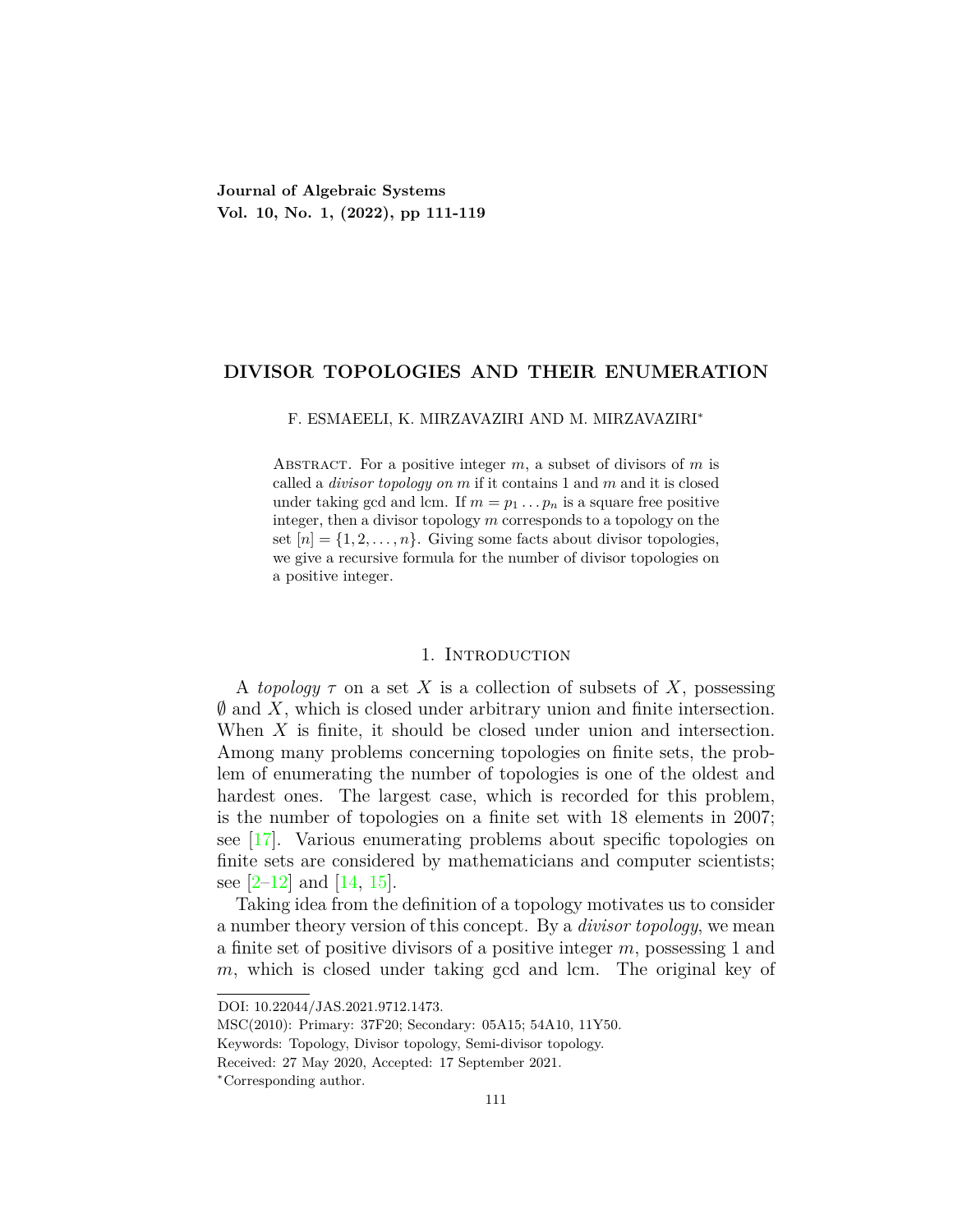# DIVISOR TOPOLOGIES AND THEIR ENUMERATION

F. ESMAEELI, K. MIRZAVAZIRI AND M. MIRZAVAZIRI*

Abstract. For a positive integer $m$, a subset of divisors of $m$ is called a *divisor topology on* $m$ if it contains 1 and $m$ and it is closed under taking gcd and lcm. If $m = p_1 \dots p_n$ is a square free positive integer, then a divisor topology $m$ corresponds to a topology on the set $[n] = \{1, 2, \dots, n\}$. Giving some facts about divisor topologies, we give a recursive formula for the number of divisor topologies on a positive integer.

## 1. Introduction

A *topology* $\tau$ on a set $X$ is a collection of subsets of $X$, possessing $\emptyset$ and $X$, which is closed under arbitrary union and finite intersection. When $X$ is finite, it should be closed under union and intersection. Among many problems concerning topologies on finite sets, the problem of enumerating the number of topologies is one of the oldest and hardest ones. The largest case, which is recorded for this problem, is the number of topologies on a finite set with 18 elements in 2007; see [17]. Various enumerating problems about specific topologies on finite sets are considered by mathematicians and computer scientists; see [2–12] and [14, 15].

Taking idea from the definition of a topology motivates us to consider a number theory version of this concept. By a *divisor topology*, we mean a finite set of positive divisors of a positive integer $m$, possessing 1 and $m$, which is closed under taking gcd and lcm. The original key of

DOI: 10.22044/JAS.2021.9712.1473.

MSC(2010): Primary: 37F20; Secondary: 05A15; 54A10, 11Y50.

Keywords: Topology, Divisor topology, Semi-divisor topology.

Received: 27 May 2020, Accepted: 17 September 2021.

*Corresponding author.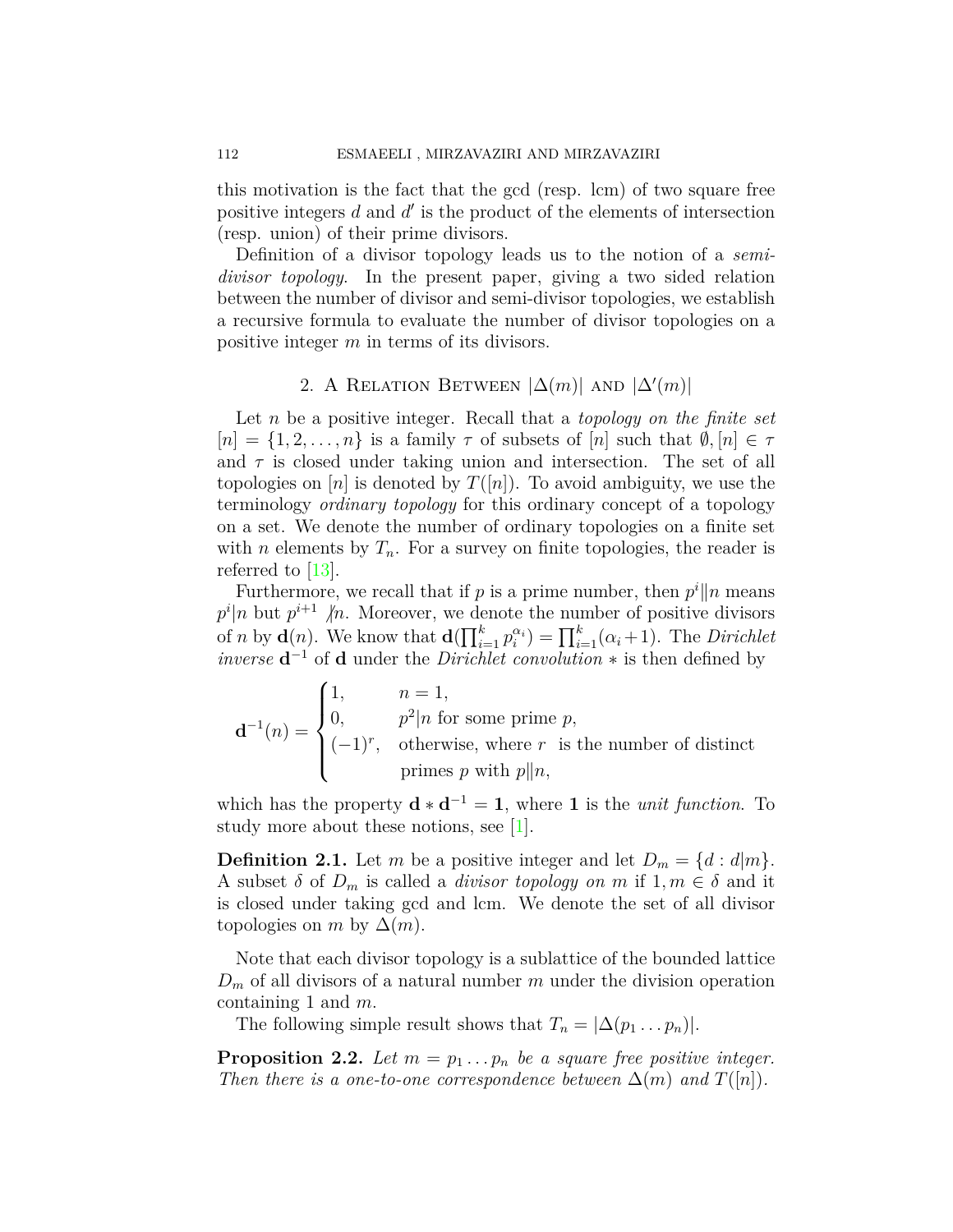this motivation is the fact that the gcd (resp. lcm) of two square free positive integers $d$ and $d'$ is the product of the elements of intersection (resp. union) of their prime divisors.

Definition of a divisor topology leads us to the notion of a *semi-divisor topology*. In the present paper, giving a two sided relation between the number of divisor and semi-divisor topologies, we establish a recursive formula to evaluate the number of divisor topologies on a positive integer $m$ in terms of its divisors.

## 2. A Relation Between $|\Delta(m)|$ and $|\Delta'(m)|$

Let $n$ be a positive integer. Recall that a *topology on the finite set* $[n] = \{1, 2, \ldots, n\}$ is a family $\tau$ of subsets of $[n]$ such that $\emptyset, [n] \in \tau$ and $\tau$ is closed under taking union and intersection. The set of all topologies on $[n]$ is denoted by $T([n])$. To avoid ambiguity, we use the terminology *ordinary topology* for this ordinary concept of a topology on a set. We denote the number of ordinary topologies on a finite set with $n$ elements by $T_n$. For a survey on finite topologies, the reader is referred to [13].

Furthermore, we recall that if $p$ is a prime number, then $p^i \| n$ means $p^i | n$ but $p^{i+1} \nmid n$. Moreover, we denote the number of positive divisors of $n$ by $\mathbf{d}(n)$. We know that $\mathbf{d}(\prod_{i=1}^{k} p_i^{\alpha_i}) = \prod_{i=1}^{k}(\alpha_i + 1)$. The *Dirichlet inverse* $\mathbf{d}^{-1}$ of $\mathbf{d}$ under the *Dirichlet convolution* $*$ is then defined by

$$\mathbf{d}^{-1}(n) = \begin{cases} 1, & n = 1, \\ 0, & p^2 | n \text{ for some prime } p, \\ (-1)^r, & \text{otherwise, where } r \text{ is the number of distinct} \\ & \text{primes } p \text{ with } p \| n, \end{cases}$$

which has the property $\mathbf{d} * \mathbf{d}^{-1} = \mathbf{1}$, where $\mathbf{1}$ is the *unit function*. To study more about these notions, see [1].

**Definition 2.1.** Let $m$ be a positive integer and let $D_m = \{d : d | m\}$. A subset $\delta$ of $D_m$ is called a *divisor topology on* $m$ if $1, m \in \delta$ and it is closed under taking gcd and lcm. We denote the set of all divisor topologies on $m$ by $\Delta(m)$.

Note that each divisor topology is a sublattice of the bounded lattice $D_m$ of all divisors of a natural number $m$ under the division operation containing 1 and $m$.

The following simple result shows that $T_n = |\Delta(p_1 \ldots p_n)|$.

**Proposition 2.2.** *Let $m = p_1 \ldots p_n$ be a square free positive integer. Then there is a one-to-one correspondence between $\Delta(m)$ and $T([n])$.*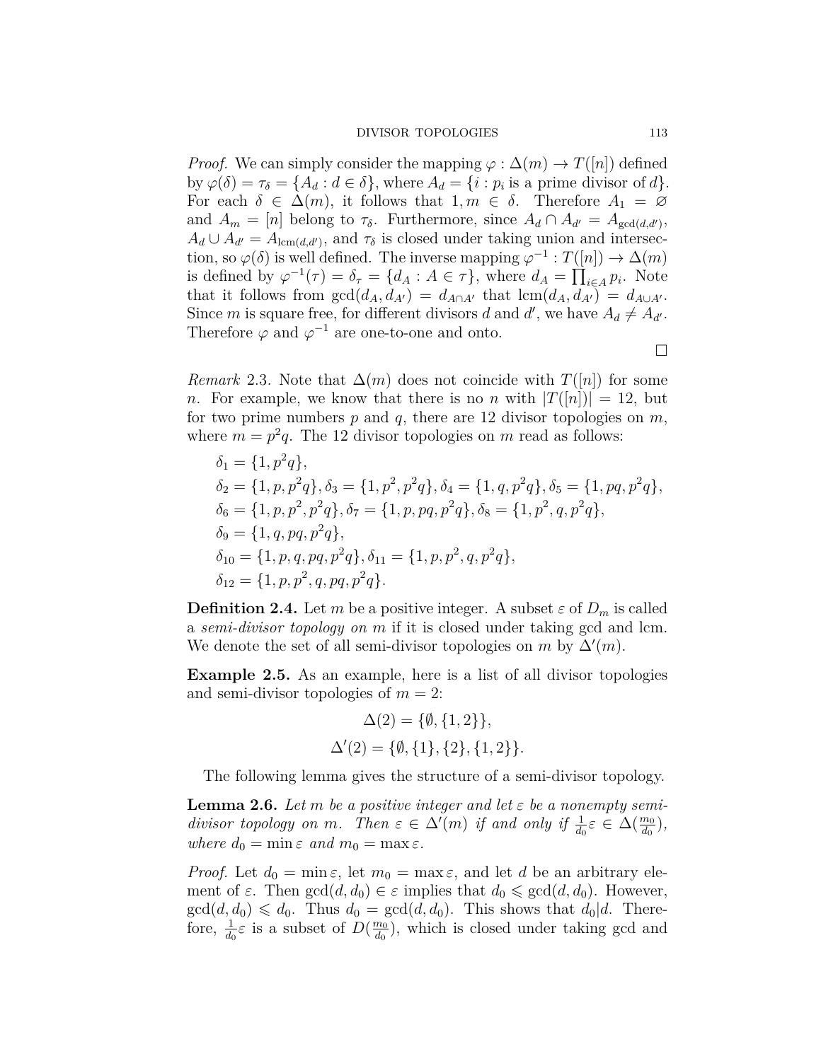*Proof.* We can simply consider the mapping $\varphi : \Delta(m) \to T([n])$ defined by $\varphi(\delta) = \tau_\delta = \{A_d : d \in \delta\}$, where $A_d = \{i : p_i \text{ is a prime divisor of } d\}$. For each $\delta \in \Delta(m)$, it follows that $1, m \in \delta$. Therefore $A_1 = \varnothing$ and $A_m = [n]$ belong to $\tau_\delta$. Furthermore, since $A_d \cap A_{d'} = A_{\gcd(d,d')}$, $A_d \cup A_{d'} = A_{\mathrm{lcm}(d,d')}$, and $\tau_\delta$ is closed under taking union and intersection, so $\varphi(\delta)$ is well defined. The inverse mapping $\varphi^{-1} : T([n]) \to \Delta(m)$ is defined by $\varphi^{-1}(\tau) = \delta_\tau = \{d_A : A \in \tau\}$, where $d_A = \prod_{i \in A} p_i$. Note that it follows from $\gcd(d_A, d_{A'}) = d_{A \cap A'}$ that $\mathrm{lcm}(d_A, d_{A'}) = d_{A \cup A'}$. Since $m$ is square free, for different divisors $d$ and $d'$, we have $A_d \neq A_{d'}$. Therefore $\varphi$ and $\varphi^{-1}$ are one-to-one and onto.

□

*Remark* 2.3. Note that $\Delta(m)$ does not coincide with $T([n])$ for some $n$. For example, we know that there is no $n$ with $|T([n])| = 12$, but for two prime numbers $p$ and $q$, there are 12 divisor topologies on $m$, where $m = p^2 q$. The 12 divisor topologies on $m$ read as follows:

$\delta_1 = \{1, p^2q\}$,

$\delta_2 = \{1, p, p^2q\}, \delta_3 = \{1, p^2, p^2q\}, \delta_4 = \{1, q, p^2q\}, \delta_5 = \{1, pq, p^2q\}$,

$\delta_6 = \{1, p, p^2, p^2q\}, \delta_7 = \{1, p, pq, p^2q\}, \delta_8 = \{1, p^2, q, p^2q\}$,

$\delta_9 = \{1, q, pq, p^2q\}$,

$\delta_{10} = \{1, p, q, pq, p^2q\}, \delta_{11} = \{1, p, p^2, q, p^2q\}$,

$\delta_{12} = \{1, p, p^2, q, pq, p^2q\}$.

**Definition 2.4.** Let $m$ be a positive integer. A subset $\varepsilon$ of $D_m$ is called a *semi-divisor topology on* $m$ if it is closed under taking gcd and lcm. We denote the set of all semi-divisor topologies on $m$ by $\Delta'(m)$.

**Example 2.5.** As an example, here is a list of all divisor topologies and semi-divisor topologies of $m = 2$:

$$\Delta(2) = \{\emptyset, \{1, 2\}\},$$

$$\Delta'(2) = \{\emptyset, \{1\}, \{2\}, \{1, 2\}\}.$$

The following lemma gives the structure of a semi-divisor topology.

**Lemma 2.6.** *Let $m$ be a positive integer and let $\varepsilon$ be a nonempty semi-divisor topology on $m$. Then $\varepsilon \in \Delta'(m)$ if and only if $\frac{1}{d_0}\varepsilon \in \Delta(\frac{m_0}{d_0})$, where $d_0 = \min \varepsilon$ and $m_0 = \max \varepsilon$.*

*Proof.* Let $d_0 = \min \varepsilon$, let $m_0 = \max \varepsilon$, and let $d$ be an arbitrary element of $\varepsilon$. Then $\gcd(d, d_0) \in \varepsilon$ implies that $d_0 \leqslant \gcd(d, d_0)$. However, $\gcd(d, d_0) \leqslant d_0$. Thus $d_0 = \gcd(d, d_0)$. This shows that $d_0 | d$. Therefore, $\frac{1}{d_0}\varepsilon$ is a subset of $D(\frac{m_0}{d_0})$, which is closed under taking gcd and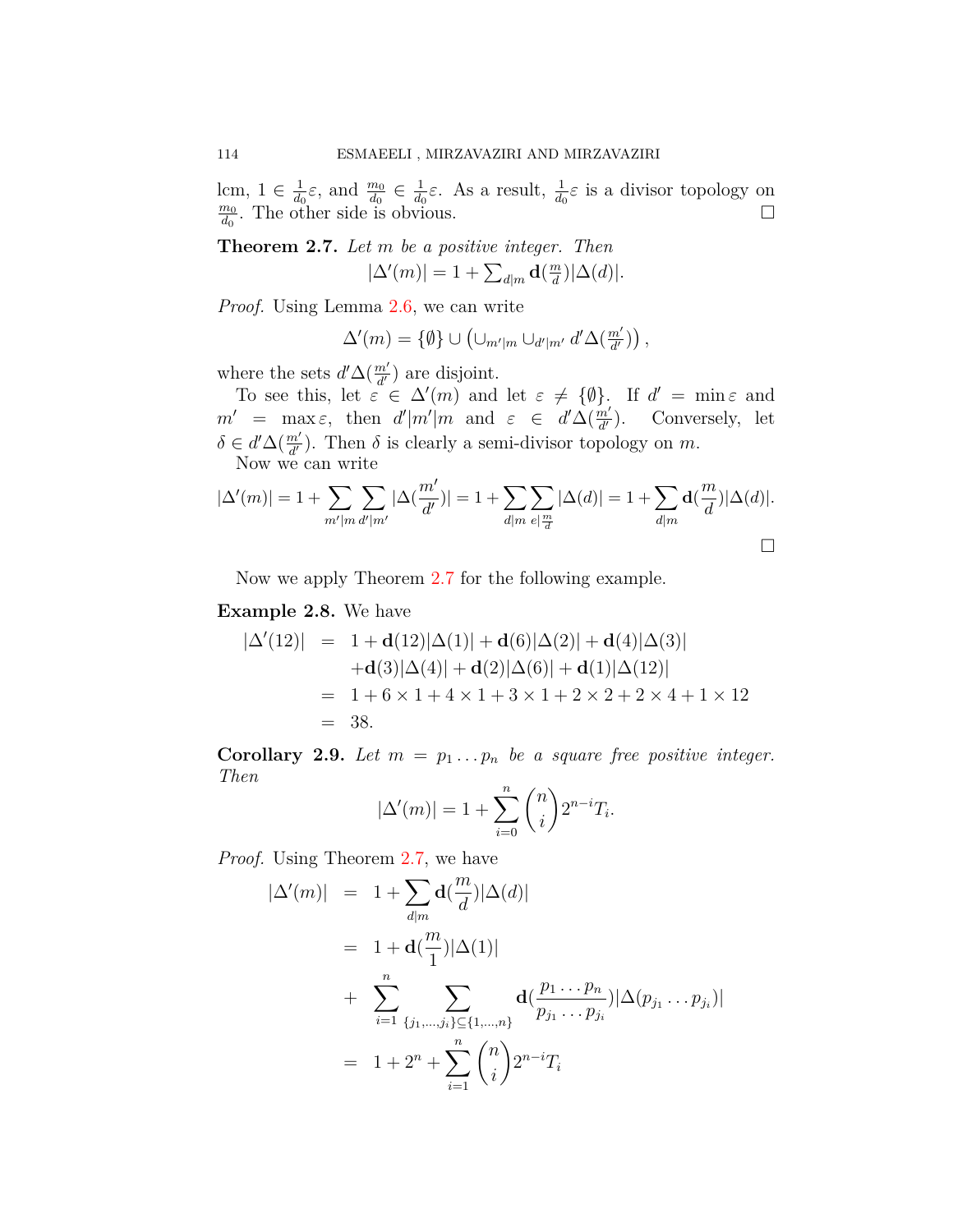lcm, $1 \in \frac{1}{d_0}\varepsilon$, and $\frac{m_0}{d_0} \in \frac{1}{d_0}\varepsilon$. As a result, $\frac{1}{d_0}\varepsilon$ is a divisor topology on $\frac{m_0}{d_0}$. The other side is obvious. $\square$

**Theorem 2.7.** *Let $m$ be a positive integer. Then*

$$|\Delta'(m)| = 1 + \textstyle\sum_{d|m} \mathbf{d}(\frac{m}{d})|\Delta(d)|.$$

*Proof.* Using Lemma 2.6, we can write

$$\Delta'(m) = \{\emptyset\} \cup \left(\cup_{m'|m} \cup_{d'|m'} d'\Delta(\tfrac{m'}{d'})\right),$$

where the sets $d'\Delta(\frac{m'}{d'})$ are disjoint.

To see this, let $\varepsilon \in \Delta'(m)$ and let $\varepsilon \neq \{\emptyset\}$. If $d' = \min \varepsilon$ and $m' = \max \varepsilon$, then $d'|m'|m$ and $\varepsilon \in d'\Delta(\frac{m'}{d'})$. Conversely, let $\delta \in d'\Delta(\frac{m'}{d'})$. Then $\delta$ is clearly a semi-divisor topology on $m$.

Now we can write

$$|\Delta'(m)| = 1 + \sum_{m'|m}\sum_{d'|m'} |\Delta(\frac{m'}{d'})| = 1 + \sum_{d|m}\sum_{e|\frac{m}{d}} |\Delta(d)| = 1 + \sum_{d|m} \mathbf{d}(\frac{m}{d})|\Delta(d)|.$$

$\square$

Now we apply Theorem 2.7 for the following example.

**Example 2.8.** We have

$$\begin{aligned}
|\Delta'(12)| &= 1 + \mathbf{d}(12)|\Delta(1)| + \mathbf{d}(6)|\Delta(2)| + \mathbf{d}(4)|\Delta(3)| \\
&\quad + \mathbf{d}(3)|\Delta(4)| + \mathbf{d}(2)|\Delta(6)| + \mathbf{d}(1)|\Delta(12)| \\
&= 1 + 6\times 1 + 4\times 1 + 3\times 1 + 2\times 2 + 2\times 4 + 1\times 12 \\
&= 38.
\end{aligned}$$

**Corollary 2.9.** *Let $m = p_1 \dots p_n$ be a square free positive integer. Then*

$$|\Delta'(m)| = 1 + \sum_{i=0}^{n} \binom{n}{i} 2^{n-i} T_i.$$

*Proof.* Using Theorem 2.7, we have

$$\begin{aligned}
|\Delta'(m)| &= 1 + \sum_{d|m} \mathbf{d}(\frac{m}{d})|\Delta(d)| \\
&= 1 + \mathbf{d}(\frac{m}{1})|\Delta(1)| \\
&\quad + \sum_{i=1}^{n} \sum_{\{j_1,\dots,j_i\}\subseteq\{1,\dots,n\}} \mathbf{d}(\frac{p_1\dots p_n}{p_{j_1}\dots p_{j_i}})|\Delta(p_{j_1}\dots p_{j_i})| \\
&= 1 + 2^n + \sum_{i=1}^{n} \binom{n}{i} 2^{n-i} T_i
\end{aligned}$$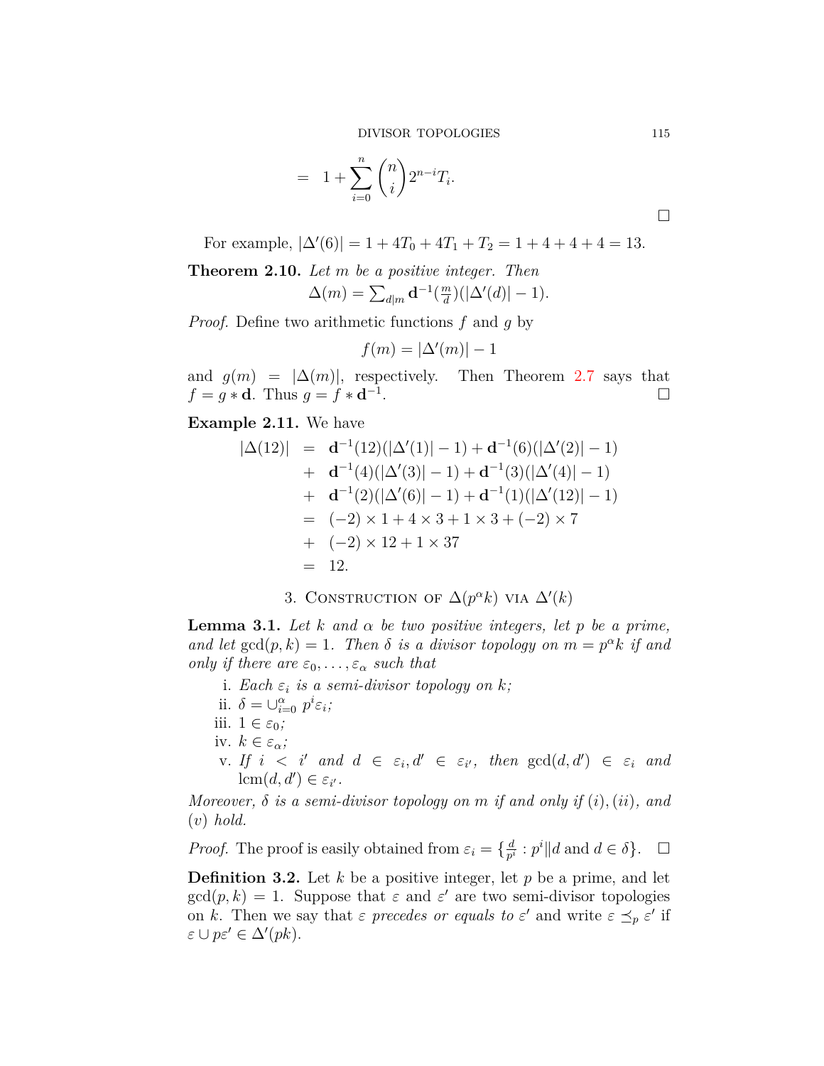$$= 1 + \sum_{i=0}^{n} \binom{n}{i} 2^{n-i} T_i.$$

$\square$

For example, $|\Delta'(6)| = 1 + 4T_0 + 4T_1 + T_2 = 1 + 4 + 4 + 4 = 13$.

**Theorem 2.10.** *Let $m$ be a positive integer. Then*
$$\Delta(m) = \textstyle\sum_{d|m} \mathbf{d}^{-1}(\frac{m}{d})(|\Delta'(d)| - 1).$$

*Proof.* Define two arithmetic functions $f$ and $g$ by

$$f(m) = |\Delta'(m)| - 1$$

and $g(m) = |\Delta(m)|$, respectively. Then Theorem 2.7 says that $f = g * \mathbf{d}$. Thus $g = f * \mathbf{d}^{-1}$. $\square$

**Example 2.11.** We have

$$\begin{aligned}
|\Delta(12)| &= \mathbf{d}^{-1}(12)(|\Delta'(1)| - 1) + \mathbf{d}^{-1}(6)(|\Delta'(2)| - 1) \\
&+ \mathbf{d}^{-1}(4)(|\Delta'(3)| - 1) + \mathbf{d}^{-1}(3)(|\Delta'(4)| - 1) \\
&+ \mathbf{d}^{-1}(2)(|\Delta'(6)| - 1) + \mathbf{d}^{-1}(1)(|\Delta'(12)| - 1) \\
&= (-2) \times 1 + 4 \times 3 + 1 \times 3 + (-2) \times 7 \\
&+ (-2) \times 12 + 1 \times 37 \\
&= 12.
\end{aligned}$$

## 3. Construction of $\Delta(p^\alpha k)$ via $\Delta'(k)$

**Lemma 3.1.** *Let $k$ and $\alpha$ be two positive integers, let $p$ be a prime, and let $\gcd(p, k) = 1$. Then $\delta$ is a divisor topology on $m = p^\alpha k$ if and only if there are $\varepsilon_0, \ldots, \varepsilon_\alpha$ such that*

i. *Each $\varepsilon_i$ is a semi-divisor topology on $k$;*
ii. *$\delta = \cup_{i=0}^{\alpha} p^i \varepsilon_i$;*
iii. *$1 \in \varepsilon_0$;*
iv. *$k \in \varepsilon_\alpha$;*
v. *If $i < i'$ and $d \in \varepsilon_i, d' \in \varepsilon_{i'}$, then $\gcd(d, d') \in \varepsilon_i$ and $\mathrm{lcm}(d, d') \in \varepsilon_{i'}$.*

*Moreover, $\delta$ is a semi-divisor topology on $m$ if and only if $(i), (ii)$, and $(v)$ hold.*

*Proof.* The proof is easily obtained from $\varepsilon_i = \{\frac{d}{p^i} : p^i \| d \text{ and } d \in \delta\}$. $\square$

**Definition 3.2.** Let $k$ be a positive integer, let $p$ be a prime, and let $\gcd(p, k) = 1$. Suppose that $\varepsilon$ and $\varepsilon'$ are two semi-divisor topologies on $k$. Then we say that $\varepsilon$ *precedes or equals to* $\varepsilon'$ and write $\varepsilon \preceq_p \varepsilon'$ if $\varepsilon \cup p\varepsilon' \in \Delta'(pk)$.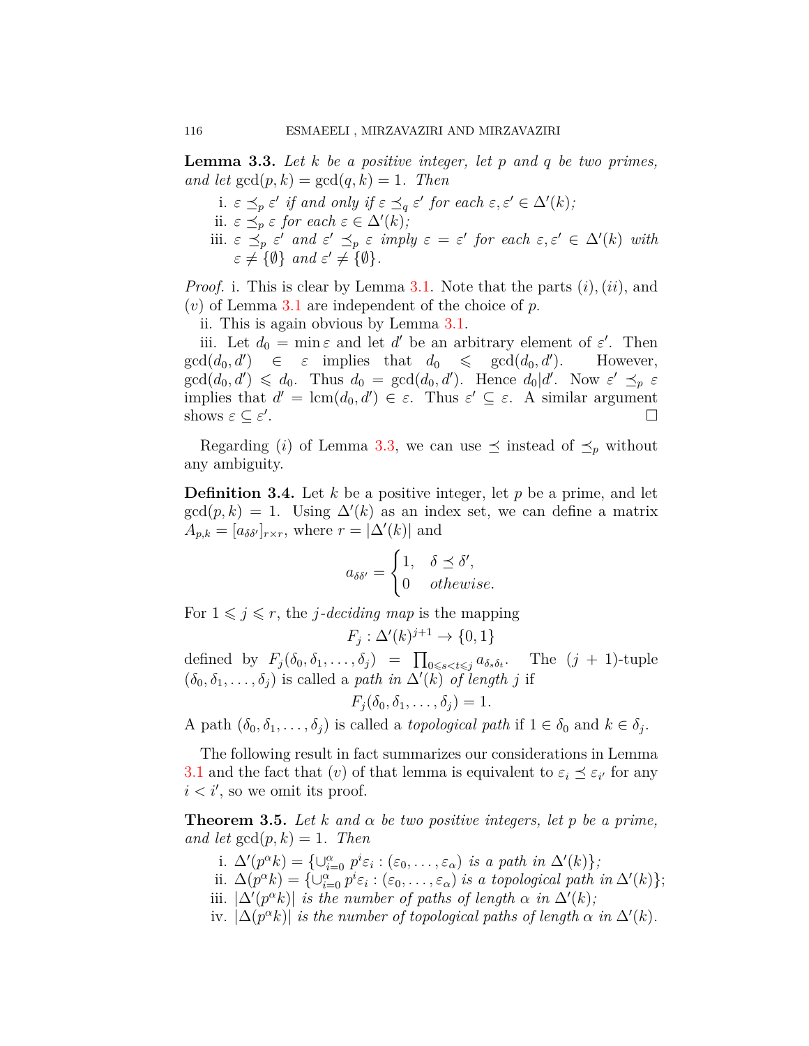**Lemma 3.3.** *Let $k$ be a positive integer, let $p$ and $q$ be two primes, and let $\gcd(p,k) = \gcd(q,k) = 1$. Then*

i. *$\varepsilon \preceq_p \varepsilon'$ if and only if $\varepsilon \preceq_q \varepsilon'$ for each $\varepsilon, \varepsilon' \in \Delta'(k)$;*
ii. *$\varepsilon \preceq_p \varepsilon$ for each $\varepsilon \in \Delta'(k)$;*
iii. *$\varepsilon \preceq_p \varepsilon'$ and $\varepsilon' \preceq_p \varepsilon$ imply $\varepsilon = \varepsilon'$ for each $\varepsilon, \varepsilon' \in \Delta'(k)$ with $\varepsilon \neq \{\emptyset\}$ and $\varepsilon' \neq \{\emptyset\}$.*

*Proof.* i. This is clear by Lemma 3.1. Note that the parts $(i), (ii)$, and $(v)$ of Lemma 3.1 are independent of the choice of $p$.

ii. This is again obvious by Lemma 3.1.

iii. Let $d_0 = \min \varepsilon$ and let $d'$ be an arbitrary element of $\varepsilon'$. Then $\gcd(d_0, d') \in \varepsilon$ implies that $d_0 \leqslant \gcd(d_0, d')$. However, $\gcd(d_0, d') \leqslant d_0$. Thus $d_0 = \gcd(d_0, d')$. Hence $d_0 | d'$. Now $\varepsilon' \preceq_p \varepsilon$ implies that $d' = \operatorname{lcm}(d_0, d') \in \varepsilon$. Thus $\varepsilon' \subseteq \varepsilon$. A similar argument shows $\varepsilon \subseteq \varepsilon'$. □

Regarding $(i)$ of Lemma 3.3, we can use $\preceq$ instead of $\preceq_p$ without any ambiguity.

**Definition 3.4.** Let $k$ be a positive integer, let $p$ be a prime, and let $\gcd(p,k) = 1$. Using $\Delta'(k)$ as an index set, we can define a matrix $A_{p,k} = [a_{\delta\delta'}]_{r \times r}$, where $r = |\Delta'(k)|$ and

$$a_{\delta\delta'} = \begin{cases} 1, & \delta \preceq \delta', \\ 0 & \textit{othewise}. \end{cases}$$

For $1 \leqslant j \leqslant r$, the *$j$-deciding map* is the mapping

$$F_j : \Delta'(k)^{j+1} \to \{0, 1\}$$

defined by $F_j(\delta_0, \delta_1, \ldots, \delta_j) = \prod_{0 \leqslant s < t \leqslant j} a_{\delta_s \delta_t}$. The $(j+1)$-tuple $(\delta_0, \delta_1, \ldots, \delta_j)$ is called a *path in $\Delta'(k)$ of length $j$* if

$$F_j(\delta_0, \delta_1, \ldots, \delta_j) = 1.$$

A path $(\delta_0, \delta_1, \ldots, \delta_j)$ is called a *topological path* if $1 \in \delta_0$ and $k \in \delta_j$.

The following result in fact summarizes our considerations in Lemma 3.1 and the fact that $(v)$ of that lemma is equivalent to $\varepsilon_i \preceq \varepsilon_{i'}$ for any $i < i'$, so we omit its proof.

**Theorem 3.5.** *Let $k$ and $\alpha$ be two positive integers, let $p$ be a prime, and let $\gcd(p,k) = 1$. Then*

i. *$\Delta'(p^\alpha k) = \{\cup_{i=0}^{\alpha} p^i \varepsilon_i : (\varepsilon_0, \ldots, \varepsilon_\alpha)$ is a path in $\Delta'(k)\}$;*
ii. *$\Delta(p^\alpha k) = \{\cup_{i=0}^{\alpha} p^i \varepsilon_i : (\varepsilon_0, \ldots, \varepsilon_\alpha)$ is a topological path in $\Delta'(k)\}$;*
iii. *$|\Delta'(p^\alpha k)|$ is the number of paths of length $\alpha$ in $\Delta'(k)$;*
iv. *$|\Delta(p^\alpha k)|$ is the number of topological paths of length $\alpha$ in $\Delta'(k)$.*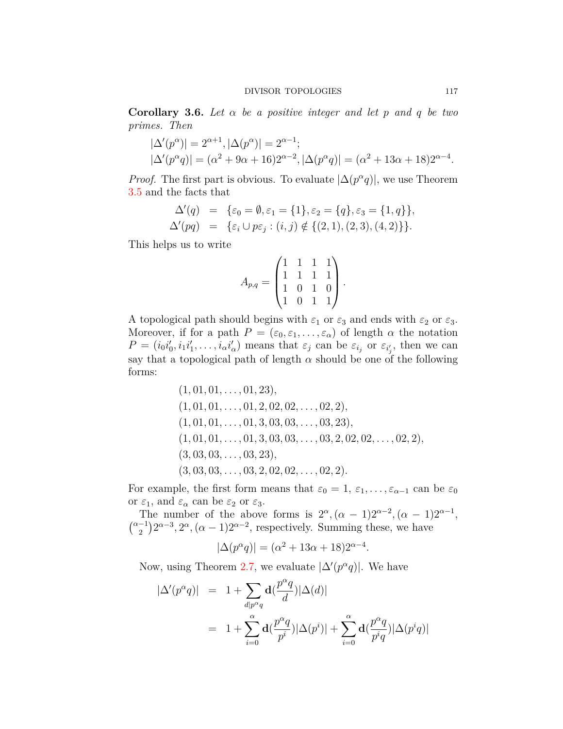**Corollary 3.6.** *Let $\alpha$ be a positive integer and let $p$ and $q$ be two primes. Then*

$$|\Delta'(p^\alpha)| = 2^{\alpha+1}, |\Delta(p^\alpha)| = 2^{\alpha-1};$$
$$|\Delta'(p^\alpha q)| = (\alpha^2+9\alpha+16)2^{\alpha-2}, |\Delta(p^\alpha q)| = (\alpha^2+13\alpha+18)2^{\alpha-4}.$$

*Proof.* The first part is obvious. To evaluate $|\Delta(p^\alpha q)|$, we use Theorem 3.5 and the facts that

$$\begin{aligned}
\Delta'(q) &= \{\varepsilon_0 = \emptyset, \varepsilon_1 = \{1\}, \varepsilon_2 = \{q\}, \varepsilon_3 = \{1, q\}\},\\
\Delta'(pq) &= \{\varepsilon_i \cup p\varepsilon_j : (i,j) \notin \{(2,1),(2,3),(4,2)\}\}.
\end{aligned}$$

This helps us to write

$$A_{p,q} = \begin{pmatrix} 1 & 1 & 1 & 1 \\ 1 & 1 & 1 & 1 \\ 1 & 0 & 1 & 0 \\ 1 & 0 & 1 & 1 \end{pmatrix}.$$

A topological path should begins with $\varepsilon_1$ or $\varepsilon_3$ and ends with $\varepsilon_2$ or $\varepsilon_3$. Moreover, if for a path $P = (\varepsilon_0, \varepsilon_1, \ldots, \varepsilon_\alpha)$ of length $\alpha$ the notation $P = (i_0 i'_0, i_1 i'_1, \ldots, i_\alpha i'_\alpha)$ means that $\varepsilon_j$ can be $\varepsilon_{i_j}$ or $\varepsilon_{i'_j}$, then we can say that a topological path of length $\alpha$ should be one of the following forms:

$$\begin{aligned}
&(1, 01, 01, \ldots, 01, 23),\\
&(1, 01, 01, \ldots, 01, 2, 02, 02, \ldots, 02, 2),\\
&(1, 01, 01, \ldots, 01, 3, 03, 03, \ldots, 03, 23),\\
&(1, 01, 01, \ldots, 01, 3, 03, 03, \ldots, 03, 2, 02, 02, \ldots, 02, 2),\\
&(3, 03, 03, \ldots, 03, 23),\\
&(3, 03, 03, \ldots, 03, 2, 02, 02, \ldots, 02, 2).
\end{aligned}$$

For example, the first form means that $\varepsilon_0 = 1$, $\varepsilon_1, \ldots, \varepsilon_{\alpha-1}$ can be $\varepsilon_0$ or $\varepsilon_1$, and $\varepsilon_\alpha$ can be $\varepsilon_2$ or $\varepsilon_3$.

The number of the above forms is $2^\alpha, (\alpha-1)2^{\alpha-2}, (\alpha-1)2^{\alpha-1}, \binom{\alpha-1}{2}2^{\alpha-3}, 2^\alpha, (\alpha-1)2^{\alpha-2}$, respectively. Summing these, we have

$$|\Delta(p^\alpha q)| = (\alpha^2+13\alpha+18)2^{\alpha-4}.$$

Now, using Theorem 2.7, we evaluate $|\Delta'(p^\alpha q)|$. We have

$$\begin{aligned}
|\Delta'(p^\alpha q)| &= 1 + \sum_{d \mid p^\alpha q} \mathbf{d}(\frac{p^\alpha q}{d})|\Delta(d)|\\
&= 1 + \sum_{i=0}^{\alpha} \mathbf{d}(\frac{p^\alpha q}{p^i})|\Delta(p^i)| + \sum_{i=0}^{\alpha} \mathbf{d}(\frac{p^\alpha q}{p^i q})|\Delta(p^i q)|
\end{aligned}$$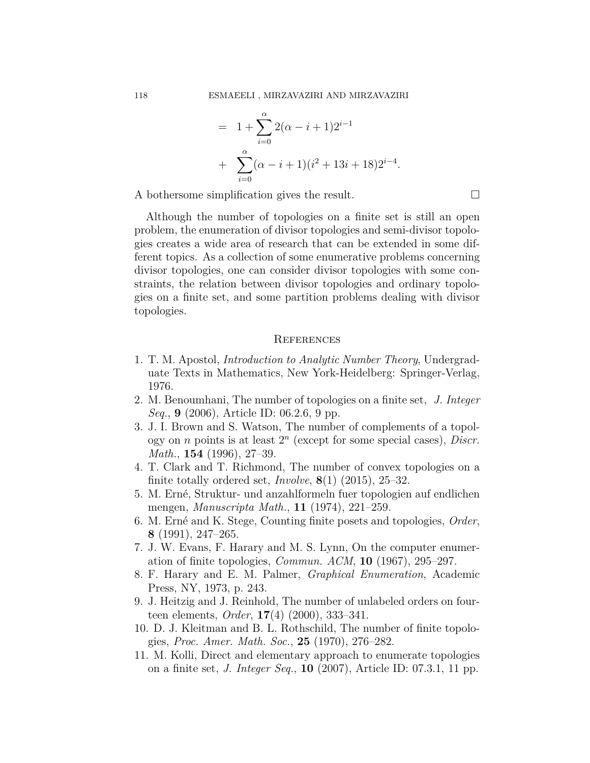$$
\begin{aligned}
&= \quad 1 + \sum_{i=0}^{\alpha} 2(\alpha - i + 1)2^{i-1} \\
&+ \quad \sum_{i=0}^{\alpha} (\alpha - i + 1)(i^2 + 13i + 18)2^{i-4}.
\end{aligned}
$$

A bothersome simplification gives the result. □

Although the number of topologies on a finite set is still an open problem, the enumeration of divisor topologies and semi-divisor topologies creates a wide area of research that can be extended in some different topics. As a collection of some enumerative problems concerning divisor topologies, one can consider divisor topologies with some constraints, the relation between divisor topologies and ordinary topologies on a finite set, and some partition problems dealing with divisor topologies.

## References

1. T. M. Apostol, *Introduction to Analytic Number Theory*, Undergraduate Texts in Mathematics, New York-Heidelberg: Springer-Verlag, 1976.
2. M. Benoumhani, The number of topologies on a finite set, *J. Integer Seq.*, **9** (2006), Article ID: 06.2.6, 9 pp.
3. J. I. Brown and S. Watson, The number of complements of a topology on $n$ points is at least $2^n$ (except for some special cases), *Discr. Math.*, **154** (1996), 27–39.
4. T. Clark and T. Richmond, The number of convex topologies on a finite totally ordered set, *Involve*, **8**(1) (2015), 25–32.
5. M. Erné, Struktur- und anzahlformeln fuer topologien auf endlichen mengen, *Manuscripta Math.*, **11** (1974), 221–259.
6. M. Erné and K. Stege, Counting finite posets and topologies, *Order*, **8** (1991), 247–265.
7. J. W. Evans, F. Harary and M. S. Lynn, On the computer enumeration of finite topologies, *Commun. ACM*, **10** (1967), 295–297.
8. F. Harary and E. M. Palmer, *Graphical Enumeration*, Academic Press, NY, 1973, p. 243.
9. J. Heitzig and J. Reinhold, The number of unlabeled orders on fourteen elements, *Order*, **17**(4) (2000), 333–341.
10. D. J. Kleitman and B. L. Rothschild, The number of finite topologies, *Proc. Amer. Math. Soc.*, **25** (1970), 276–282.
11. M. Kolli, Direct and elementary approach to enumerate topologies on a finite set, *J. Integer Seq.*, **10** (2007), Article ID: 07.3.1, 11 pp.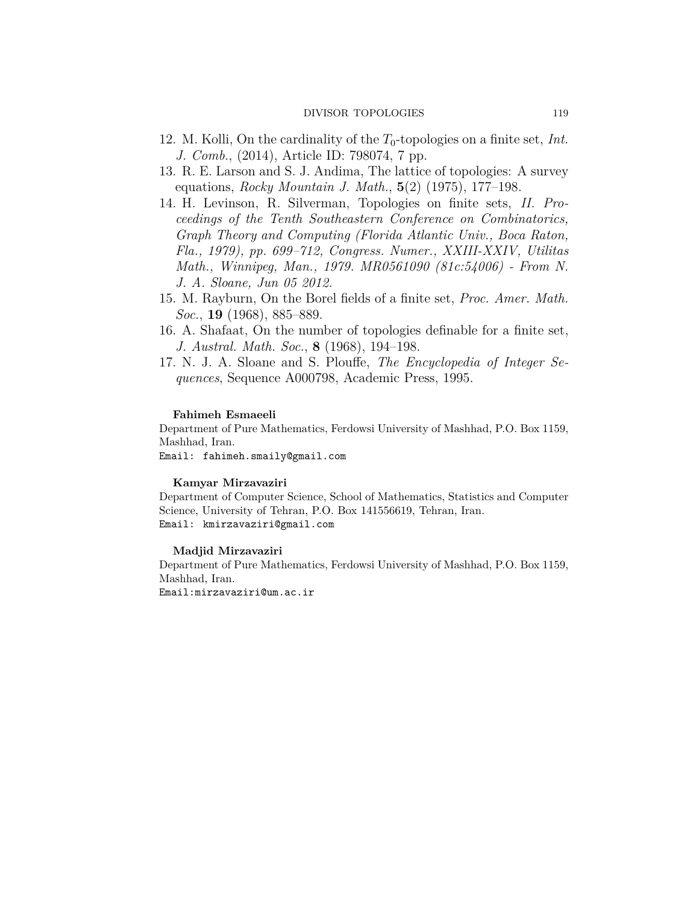12. M. Kolli, On the cardinality of the $T_0$-topologies on a finite set, *Int. J. Comb.*, (2014), Article ID: 798074, 7 pp.
13. R. E. Larson and S. J. Andima, The lattice of topologies: A survey equations, *Rocky Mountain J. Math.*, **5**(2) (1975), 177–198.
14. H. Levinson, R. Silverman, Topologies on finite sets, *II. Proceedings of the Tenth Southeastern Conference on Combinatorics, Graph Theory and Computing (Florida Atlantic Univ., Boca Raton, Fla., 1979), pp. 699–712, Congress. Numer., XXIII-XXIV, Utilitas Math., Winnipeg, Man., 1979. MR0561090 (81c:54006) - From N. J. A. Sloane, Jun 05 2012.*
15. M. Rayburn, On the Borel fields of a finite set, *Proc. Amer. Math. Soc.*, **19** (1968), 885–889.
16. A. Shafaat, On the number of topologies definable for a finite set, *J. Austral. Math. Soc.*, **8** (1968), 194–198.
17. N. J. A. Sloane and S. Plouffe, *The Encyclopedia of Integer Sequences*, Sequence A000798, Academic Press, 1995.

**Fahimeh Esmaeeli**

Department of Pure Mathematics, Ferdowsi University of Mashhad, P.O. Box 1159, Mashhad, Iran.

Email: fahimeh.smaily@gmail.com

**Kamyar Mirzavaziri**

Department of Computer Science, School of Mathematics, Statistics and Computer Science, University of Tehran, P.O. Box 141556619, Tehran, Iran.

Email: kmirzavaziri@gmail.com

**Madjid Mirzavaziri**

Department of Pure Mathematics, Ferdowsi University of Mashhad, P.O. Box 1159, Mashhad, Iran.

Email:mirzavaziri@um.ac.ir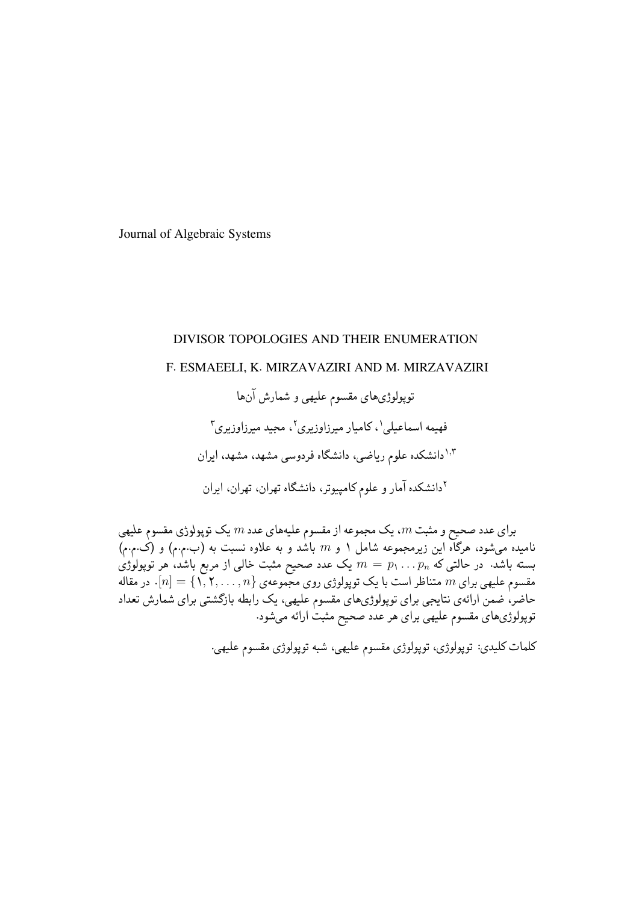Journal of Algebraic Systems

DIVISOR TOPOLOGIES AND THEIR ENUMERATION

F. ESMAEELI, K. MIRZAVAZIRI AND M. MIRZAVAZIRI

توپولوژی‌های مقسوم علیهی و شمارش آن‌ها

فهیمه اسماعیلی[1]، کامیار میرزاوزیری[2]، مجید میرزاوزیری[3]

[1,3]دانشکده علوم ریاضی، دانشگاه فردوسی مشهد، مشهد، ایران

[2]دانشکده آمار و علوم کامپیوتر، دانشگاه تهران، تهران، ایران

برای عدد صحیح و مثبت $m$، یک مجموعه از مقسوم علیه‌های عدد $m$ یک توپولوژی مقسوم علیهی نامیده می‌شود، هرگاه این زیرمجموعه شامل ۱ و $m$ باشد و به علاوه نسبت به (ب.م.م) و (ک.م.م) بسته باشد. در حالتی که $m = p_1 \dots p_n$ یک عدد صحیح مثبت خالی از مربع باشد، هر توپولوژی مقسوم علیهی برای $m$ متناظر است با یک توپولوژی روی مجموعه‌ی $[n] = \{1, 2, \dots, n\}$. در مقاله حاضر، ضمن ارائه‌ی نتایجی برای توپولوژی‌های مقسوم علیهی، یک رابطه بازگشتی برای شمارش تعداد توپولوژی‌های مقسوم علیهی برای هر عدد صحیح مثبت ارائه می‌شود.

کلمات کلیدی: توپولوژی، توپولوژی مقسوم علیهی، شبه توپولوژی مقسوم علیهی.